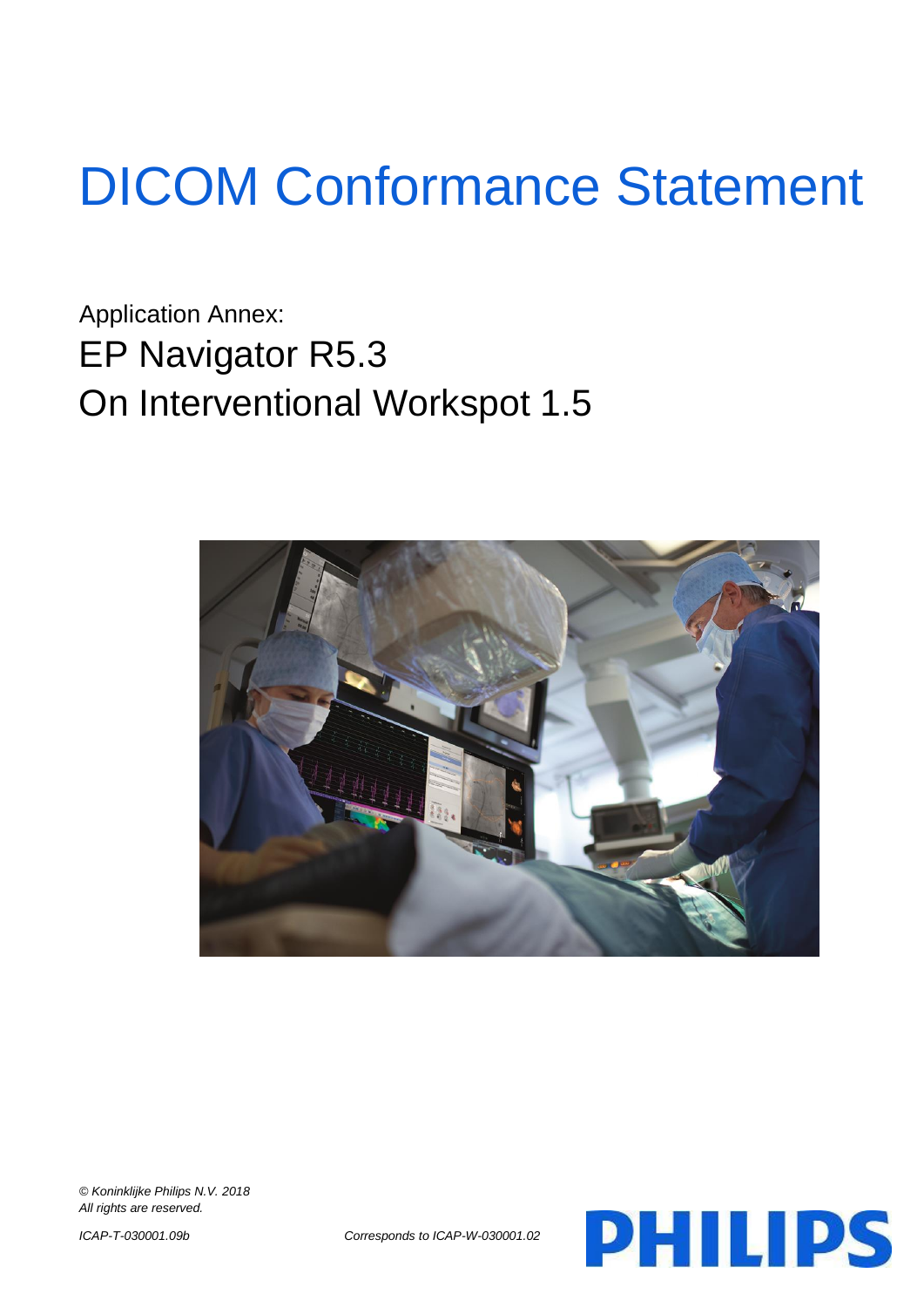# DICOM Conformance Statement

Application Annex:

## EP Navigator R5.3

## On Interventional Workspot 1.5

*© Koninklijke Philips N.V. 2018*
*All rights are reserved.*

*ICAP-T-030001.09b*

*Corresponds to ICAP-W-030001.02*

PHILIPS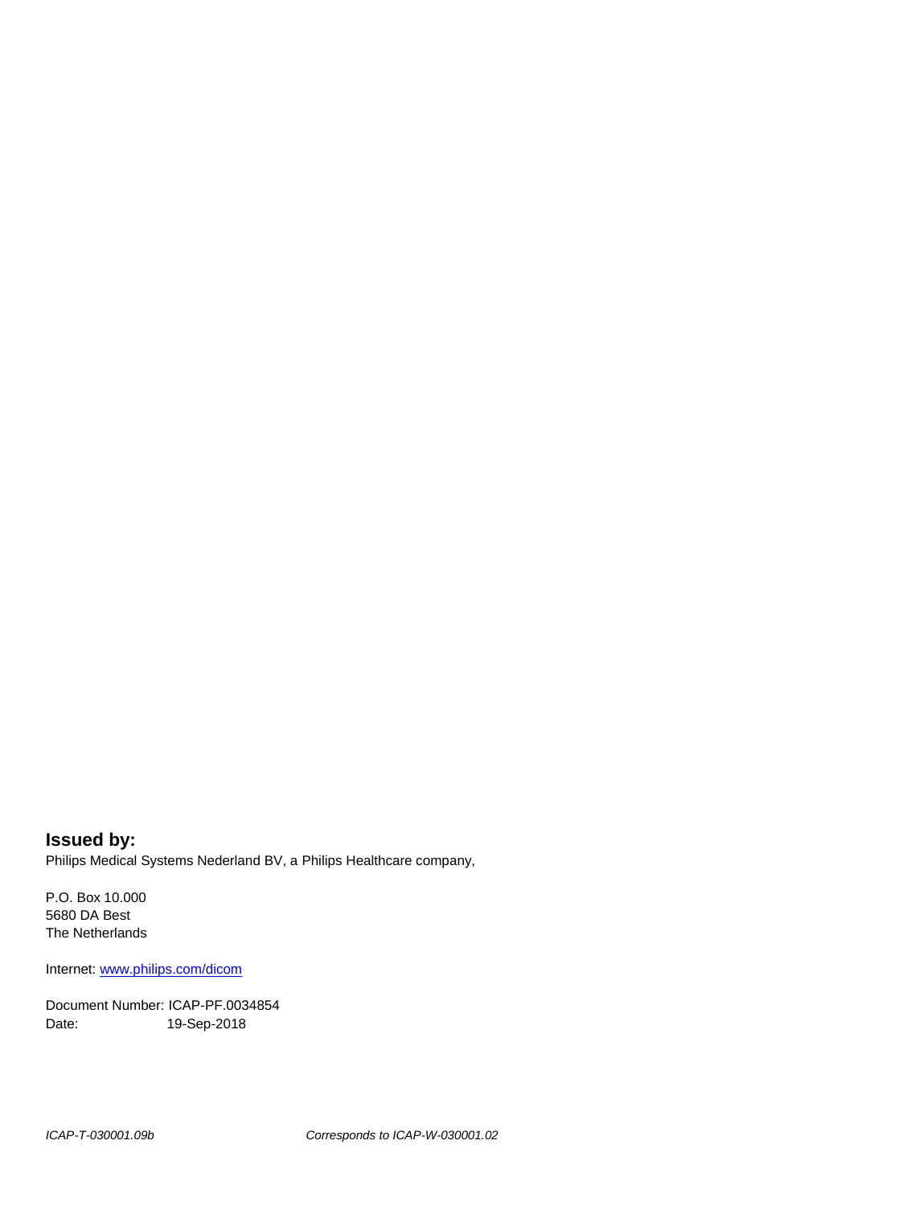**Issued by:**

Philips Medical Systems Nederland BV, a Philips Healthcare company,

P.O. Box 10.000
5680 DA Best
The Netherlands

Internet: [www.philips.com/dicom](http://www.philips.com/dicom)

Document Number: ICAP-PF.0034854
Date: 19-Sep-2018

*ICAP-T-030001.09b* *Corresponds to ICAP-W-030001.02*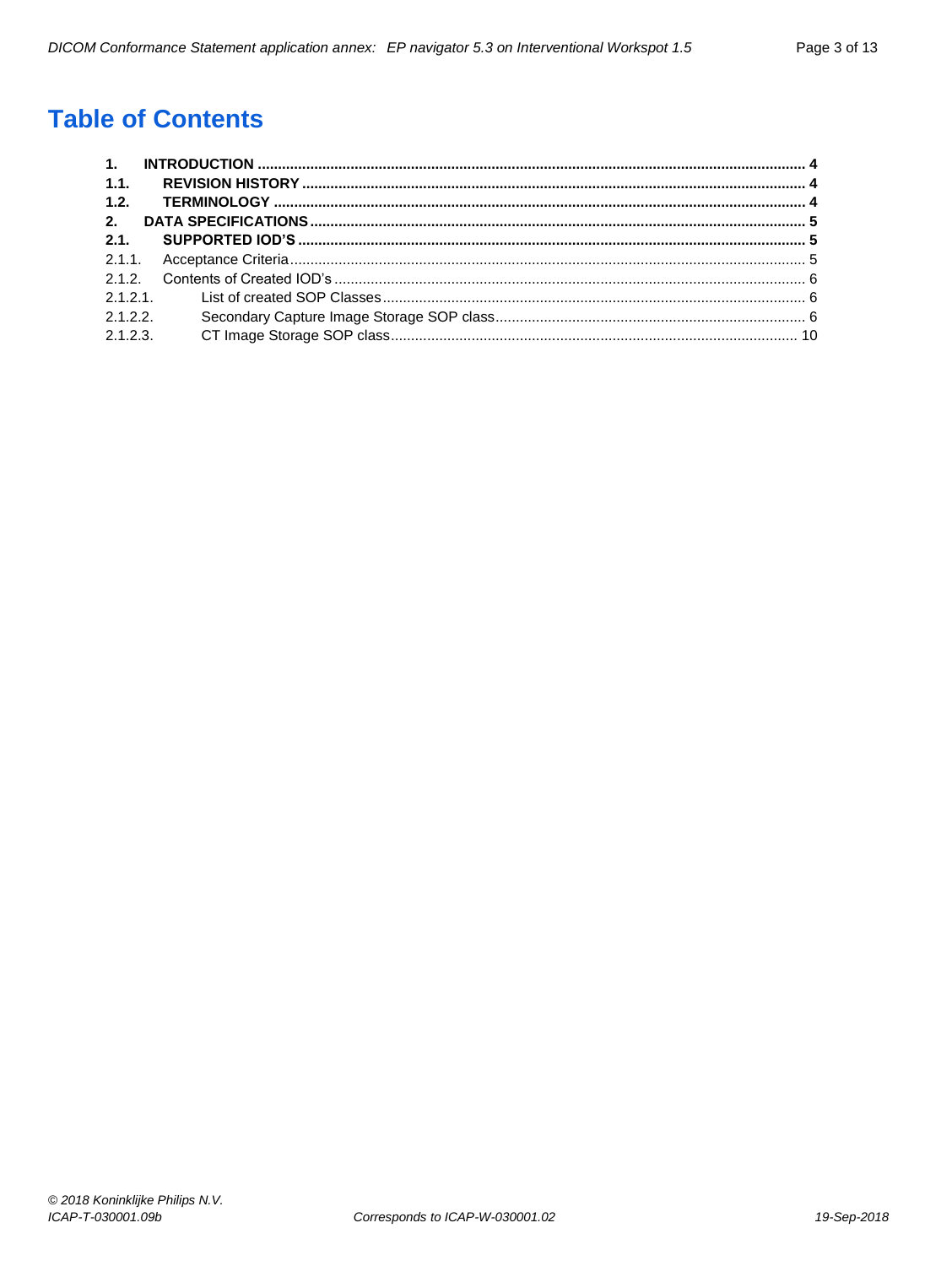# Table of Contents

**1. INTRODUCTION .......... 4**
**1.1. REVISION HISTORY .......... 4**
**1.2. TERMINOLOGY .......... 4**
**2. DATA SPECIFICATIONS .......... 5**
**2.1. SUPPORTED IOD'S .......... 5**
2.1.1. Acceptance Criteria .......... 5
2.1.2. Contents of Created IOD's .......... 6
2.1.2.1. List of created SOP Classes .......... 6
2.1.2.2. Secondary Capture Image Storage SOP class .......... 6
2.1.2.3. CT Image Storage SOP class .......... 10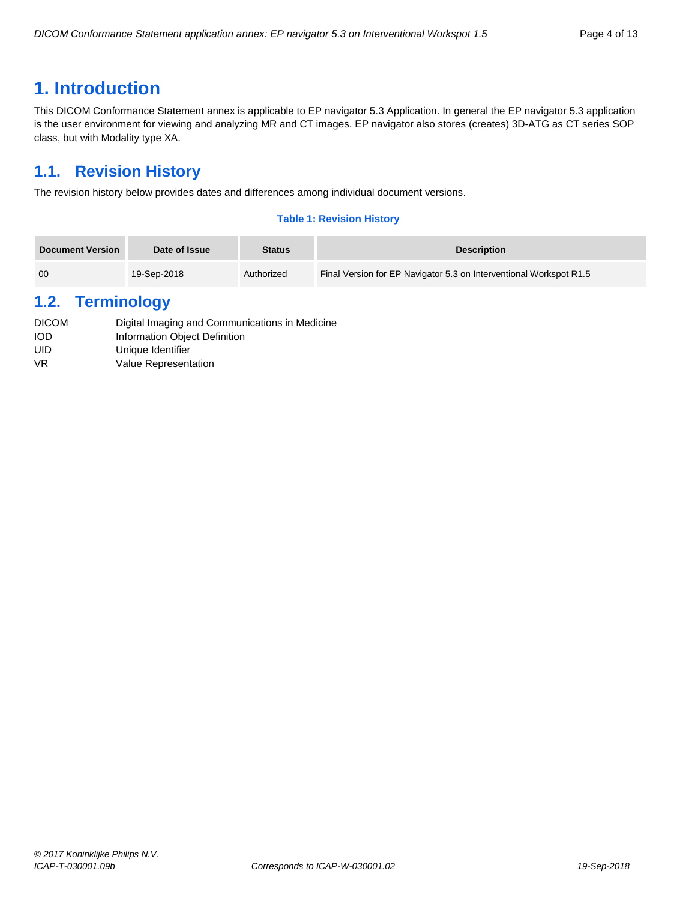# 1. Introduction

This DICOM Conformance Statement annex is applicable to EP navigator 5.3 Application. In general the EP navigator 5.3 application is the user environment for viewing and analyzing MR and CT images. EP navigator also stores (creates) 3D-ATG as CT series SOP class, but with Modality type XA.

## 1.1. Revision History

The revision history below provides dates and differences among individual document versions.

**Table 1: Revision History**

| Document Version | Date of Issue | Status | Description |
|---|---|---|---|
| 00 | 19-Sep-2018 | Authorized | Final Version for EP Navigator 5.3 on Interventional Workspot R1.5 |

## 1.2. Terminology

| | |
|---|---|
| DICOM | Digital Imaging and Communications in Medicine |
| IOD | Information Object Definition |
| UID | Unique Identifier |
| VR | Value Representation |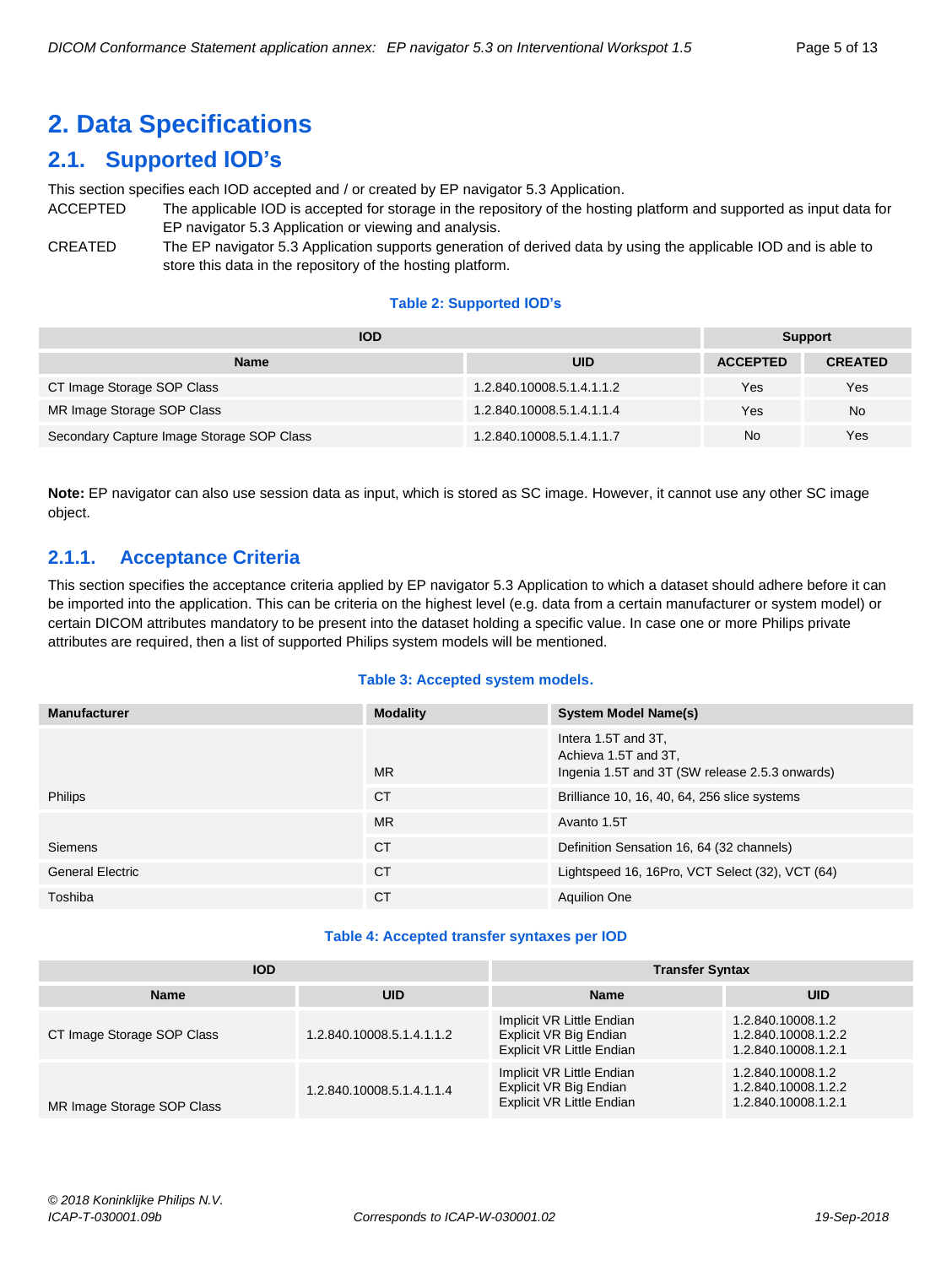# 2. Data Specifications

## 2.1. Supported IOD's

This section specifies each IOD accepted and / or created by EP navigator 5.3 Application.

ACCEPTED — The applicable IOD is accepted for storage in the repository of the hosting platform and supported as input data for EP navigator 5.3 Application or viewing and analysis.

CREATED — The EP navigator 5.3 Application supports generation of derived data by using the applicable IOD and is able to store this data in the repository of the hosting platform.

**Table 2: Supported IOD's**

| IOD | | Support | |
|---|---|---|---|
| **Name** | **UID** | **ACCEPTED** | **CREATED** |
| CT Image Storage SOP Class | 1.2.840.10008.5.1.4.1.1.2 | Yes | Yes |
| MR Image Storage SOP Class | 1.2.840.10008.5.1.4.1.1.4 | Yes | No |
| Secondary Capture Image Storage SOP Class | 1.2.840.10008.5.1.4.1.1.7 | No | Yes |

**Note:** EP navigator can also use session data as input, which is stored as SC image. However, it cannot use any other SC image object.

### 2.1.1. Acceptance Criteria

This section specifies the acceptance criteria applied by EP navigator 5.3 Application to which a dataset should adhere before it can be imported into the application. This can be criteria on the highest level (e.g. data from a certain manufacturer or system model) or certain DICOM attributes mandatory to be present into the dataset holding a specific value. In case one or more Philips private attributes are required, then a list of supported Philips system models will be mentioned.

**Table 3: Accepted system models.**

| Manufacturer | Modality | System Model Name(s) |
|---|---|---|
| Philips | MR | Intera 1.5T and 3T,<br>Achieva 1.5T and 3T,<br>Ingenia 1.5T and 3T (SW release 2.5.3 onwards) |
| | CT | Brilliance 10, 16, 40, 64, 256 slice systems |
| Siemens | MR | Avanto 1.5T |
| | CT | Definition Sensation 16, 64 (32 channels) |
| General Electric | CT | Lightspeed 16, 16Pro, VCT Select (32), VCT (64) |
| Toshiba | CT | Aquilion One |

**Table 4: Accepted transfer syntaxes per IOD**

| IOD | | Transfer Syntax | |
|---|---|---|---|
| **Name** | **UID** | **Name** | **UID** |
| CT Image Storage SOP Class | 1.2.840.10008.5.1.4.1.1.2 | Implicit VR Little Endian<br>Explicit VR Big Endian<br>Explicit VR Little Endian | 1.2.840.10008.1.2<br>1.2.840.10008.1.2.2<br>1.2.840.10008.1.2.1 |
| MR Image Storage SOP Class | 1.2.840.10008.5.1.4.1.1.4 | Implicit VR Little Endian<br>Explicit VR Big Endian<br>Explicit VR Little Endian | 1.2.840.10008.1.2<br>1.2.840.10008.1.2.2<br>1.2.840.10008.1.2.1 |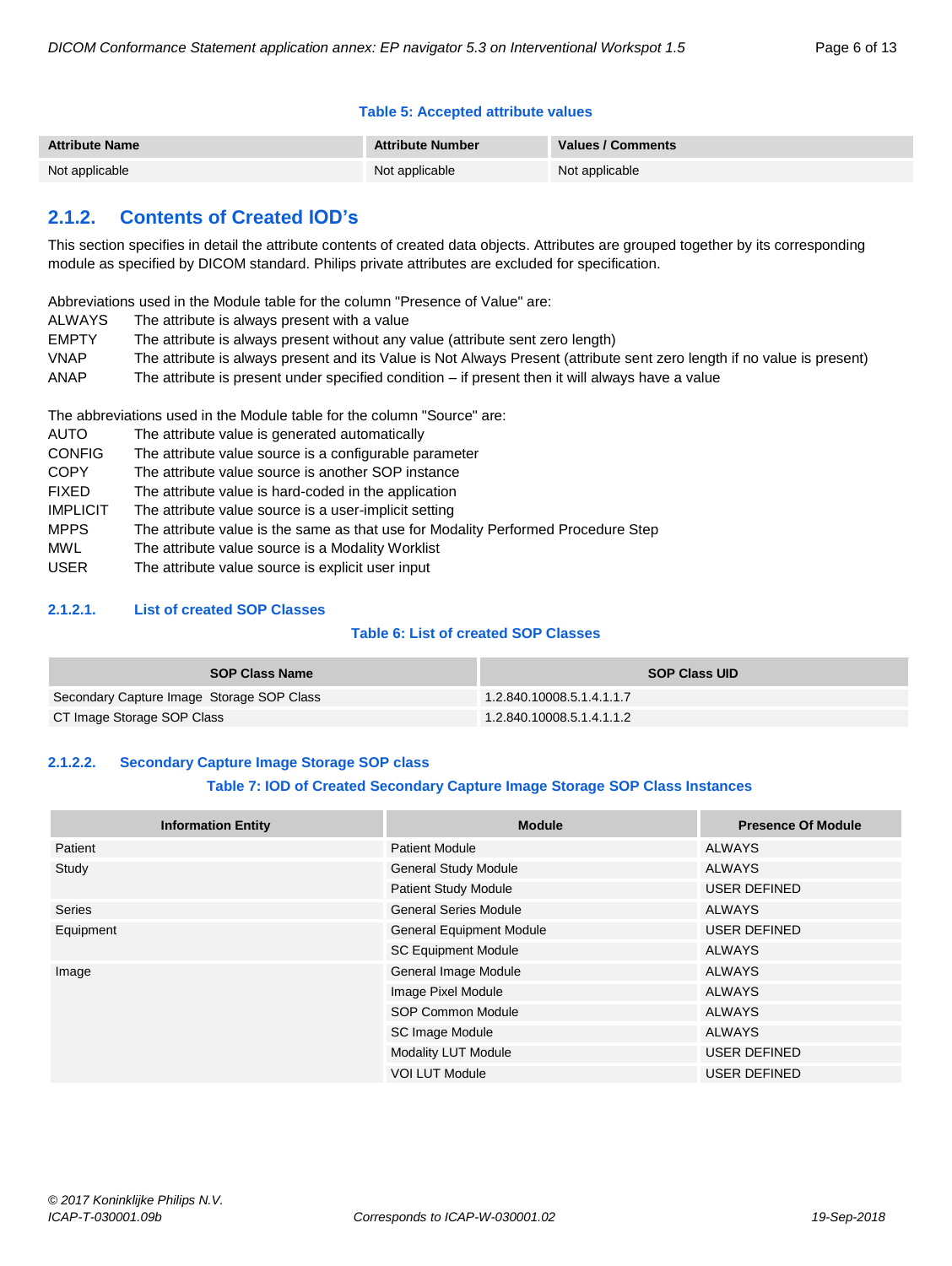**Table 5: Accepted attribute values**

| Attribute Name | Attribute Number | Values / Comments |
|---|---|---|
| Not applicable | Not applicable | Not applicable |

## 2.1.2. Contents of Created IOD's

This section specifies in detail the attribute contents of created data objects. Attributes are grouped together by its corresponding module as specified by DICOM standard. Philips private attributes are excluded for specification.

Abbreviations used in the Module table for the column "Presence of Value" are:

- ALWAYS The attribute is always present with a value
- EMPTY The attribute is always present without any value (attribute sent zero length)
- VNAP The attribute is always present and its Value is Not Always Present (attribute sent zero length if no value is present)
- ANAP The attribute is present under specified condition – if present then it will always have a value

The abbreviations used in the Module table for the column "Source" are:

- AUTO The attribute value is generated automatically
- CONFIG The attribute value source is a configurable parameter
- COPY The attribute value source is another SOP instance
- FIXED The attribute value is hard-coded in the application
- IMPLICIT The attribute value source is a user-implicit setting
- MPPS The attribute value is the same as that use for Modality Performed Procedure Step
- MWL The attribute value source is a Modality Worklist
- USER The attribute value source is explicit user input

### 2.1.2.1. List of created SOP Classes

**Table 6: List of created SOP Classes**

| SOP Class Name | SOP Class UID |
|---|---|
| Secondary Capture Image Storage SOP Class | 1.2.840.10008.5.1.4.1.1.7 |
| CT Image Storage SOP Class | 1.2.840.10008.5.1.4.1.1.2 |

### 2.1.2.2. Secondary Capture Image Storage SOP class

**Table 7: IOD of Created Secondary Capture Image Storage SOP Class Instances**

| Information Entity | Module | Presence Of Module |
|---|---|---|
| Patient | Patient Module | ALWAYS |
| Study | General Study Module | ALWAYS |
| | Patient Study Module | USER DEFINED |
| Series | General Series Module | ALWAYS |
| Equipment | General Equipment Module | USER DEFINED |
| | SC Equipment Module | ALWAYS |
| Image | General Image Module | ALWAYS |
| | Image Pixel Module | ALWAYS |
| | SOP Common Module | ALWAYS |
| | SC Image Module | ALWAYS |
| | Modality LUT Module | USER DEFINED |
| | VOI LUT Module | USER DEFINED |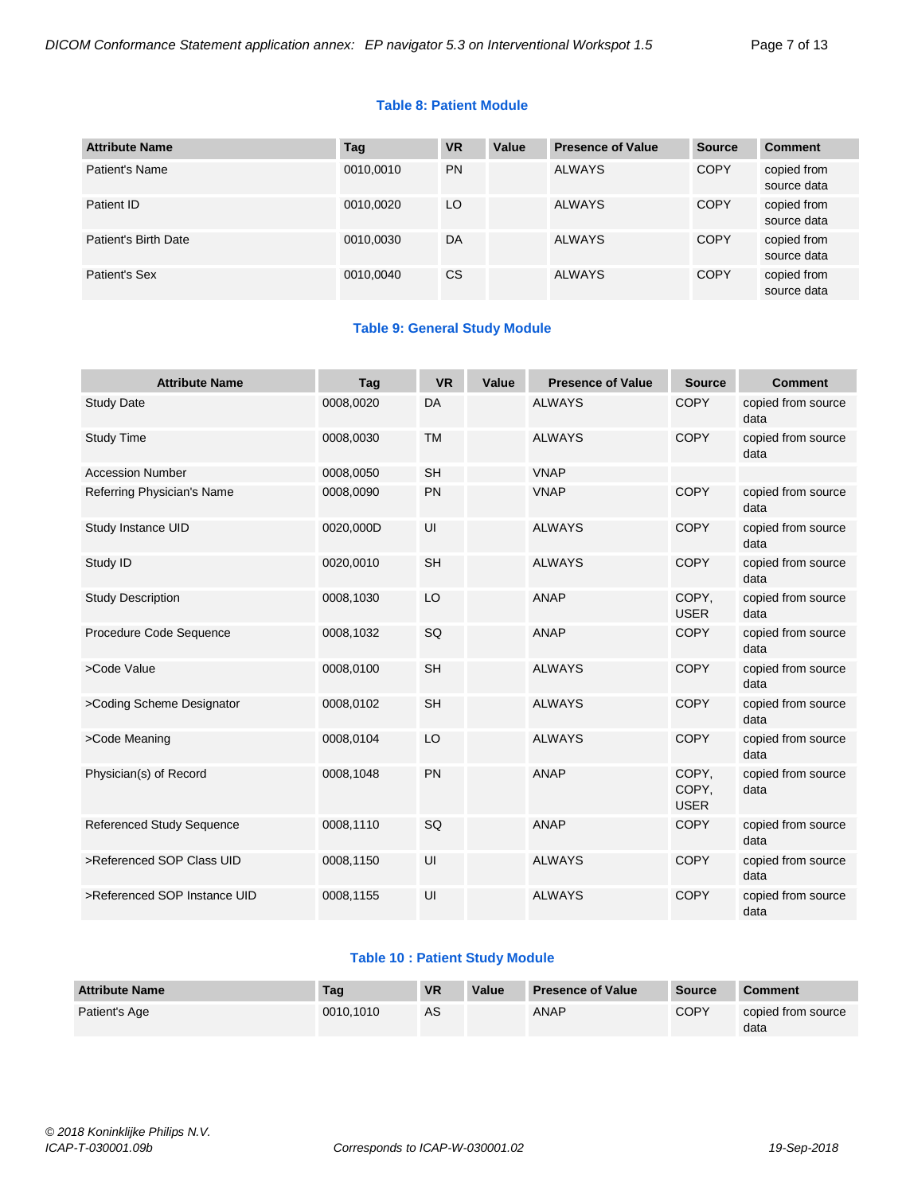**Table 8: Patient Module**

| Attribute Name | Tag | VR | Value | Presence of Value | Source | Comment |
|---|---|---|---|---|---|---|
| Patient's Name | 0010,0010 | PN | | ALWAYS | COPY | copied from source data |
| Patient ID | 0010,0020 | LO | | ALWAYS | COPY | copied from source data |
| Patient's Birth Date | 0010,0030 | DA | | ALWAYS | COPY | copied from source data |
| Patient's Sex | 0010,0040 | CS | | ALWAYS | COPY | copied from source data |

**Table 9: General Study Module**

| Attribute Name | Tag | VR | Value | Presence of Value | Source | Comment |
|---|---|---|---|---|---|---|
| Study Date | 0008,0020 | DA | | ALWAYS | COPY | copied from source data |
| Study Time | 0008,0030 | TM | | ALWAYS | COPY | copied from source data |
| Accession Number | 0008,0050 | SH | | VNAP | | |
| Referring Physician's Name | 0008,0090 | PN | | VNAP | COPY | copied from source data |
| Study Instance UID | 0020,000D | UI | | ALWAYS | COPY | copied from source data |
| Study ID | 0020,0010 | SH | | ALWAYS | COPY | copied from source data |
| Study Description | 0008,1030 | LO | | ANAP | COPY, USER | copied from source data |
| Procedure Code Sequence | 0008,1032 | SQ | | ANAP | COPY | copied from source data |
| >Code Value | 0008,0100 | SH | | ALWAYS | COPY | copied from source data |
| >Coding Scheme Designator | 0008,0102 | SH | | ALWAYS | COPY | copied from source data |
| >Code Meaning | 0008,0104 | LO | | ALWAYS | COPY | copied from source data |
| Physician(s) of Record | 0008,1048 | PN | | ANAP | COPY, COPY, USER | copied from source data |
| Referenced Study Sequence | 0008,1110 | SQ | | ANAP | COPY | copied from source data |
| >Referenced SOP Class UID | 0008,1150 | UI | | ALWAYS | COPY | copied from source data |
| >Referenced SOP Instance UID | 0008,1155 | UI | | ALWAYS | COPY | copied from source data |

**Table 10 : Patient Study Module**

| Attribute Name | Tag | VR | Value | Presence of Value | Source | Comment |
|---|---|---|---|---|---|---|
| Patient's Age | 0010,1010 | AS | | ANAP | COPY | copied from source data |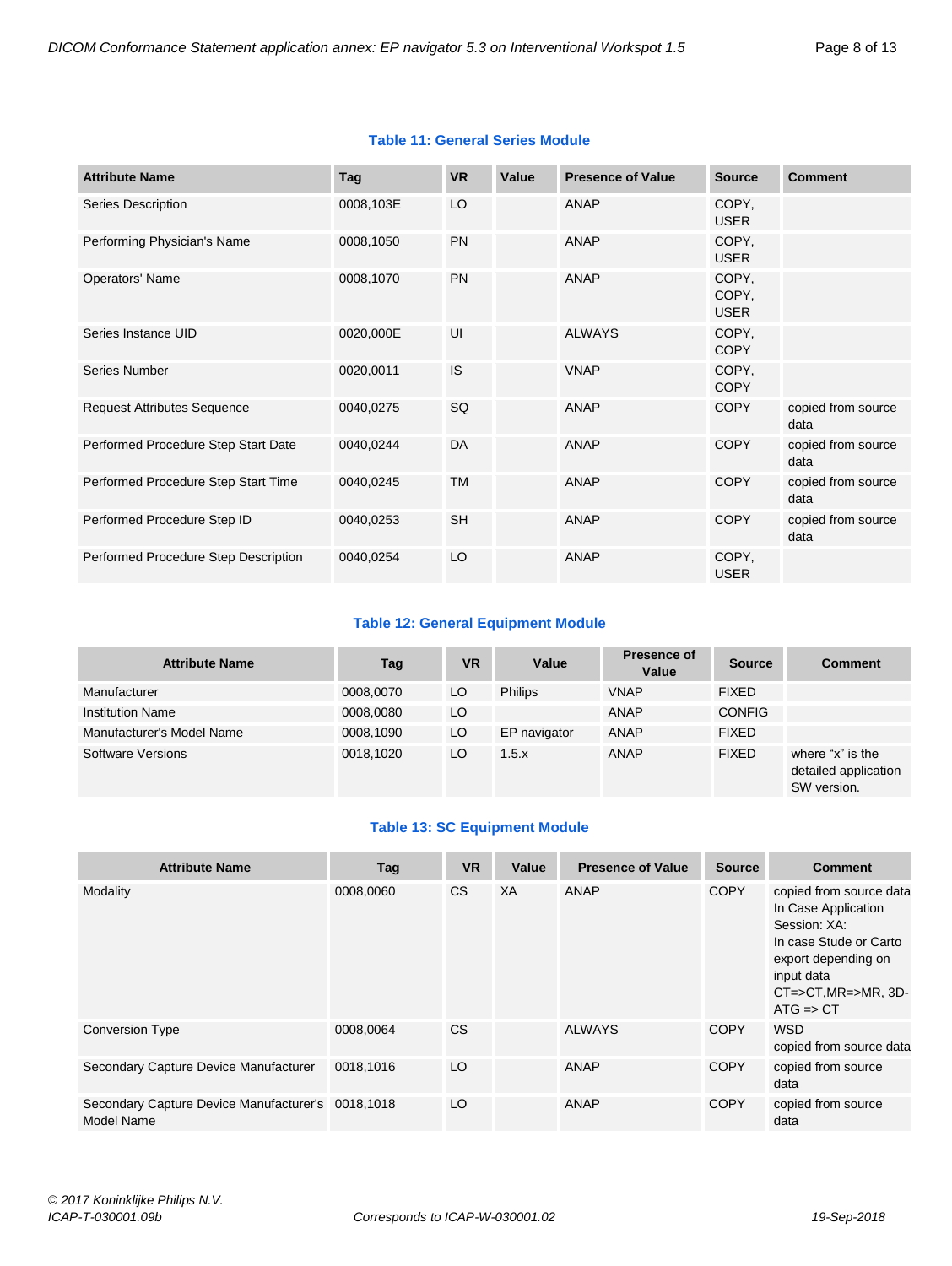**Table 11: General Series Module**

| Attribute Name | Tag | VR | Value | Presence of Value | Source | Comment |
|---|---|---|---|---|---|---|
| Series Description | 0008,103E | LO | | ANAP | COPY, USER | |
| Performing Physician's Name | 0008,1050 | PN | | ANAP | COPY, USER | |
| Operators' Name | 0008,1070 | PN | | ANAP | COPY, COPY, USER | |
| Series Instance UID | 0020,000E | UI | | ALWAYS | COPY, COPY | |
| Series Number | 0020,0011 | IS | | VNAP | COPY, COPY | |
| Request Attributes Sequence | 0040,0275 | SQ | | ANAP | COPY | copied from source data |
| Performed Procedure Step Start Date | 0040,0244 | DA | | ANAP | COPY | copied from source data |
| Performed Procedure Step Start Time | 0040,0245 | TM | | ANAP | COPY | copied from source data |
| Performed Procedure Step ID | 0040,0253 | SH | | ANAP | COPY | copied from source data |
| Performed Procedure Step Description | 0040,0254 | LO | | ANAP | COPY, USER | |

**Table 12: General Equipment Module**

| Attribute Name | Tag | VR | Value | Presence of Value | Source | Comment |
|---|---|---|---|---|---|---|
| Manufacturer | 0008,0070 | LO | Philips | VNAP | FIXED | |
| Institution Name | 0008,0080 | LO | | ANAP | CONFIG | |
| Manufacturer's Model Name | 0008,1090 | LO | EP navigator | ANAP | FIXED | |
| Software Versions | 0018,1020 | LO | 1.5.x | ANAP | FIXED | where “x” is the detailed application SW version. |

**Table 13: SC Equipment Module**

| Attribute Name | Tag | VR | Value | Presence of Value | Source | Comment |
|---|---|---|---|---|---|---|
| Modality | 0008,0060 | CS | XA | ANAP | COPY | copied from source data In Case Application Session: XA: In case Stude or Carto export depending on input data CT=>CT,MR=>MR, 3D-ATG => CT |
| Conversion Type | 0008,0064 | CS | | ALWAYS | COPY | WSD copied from source data |
| Secondary Capture Device Manufacturer | 0018,1016 | LO | | ANAP | COPY | copied from source data |
| Secondary Capture Device Manufacturer's Model Name | 0018,1018 | LO | | ANAP | COPY | copied from source data |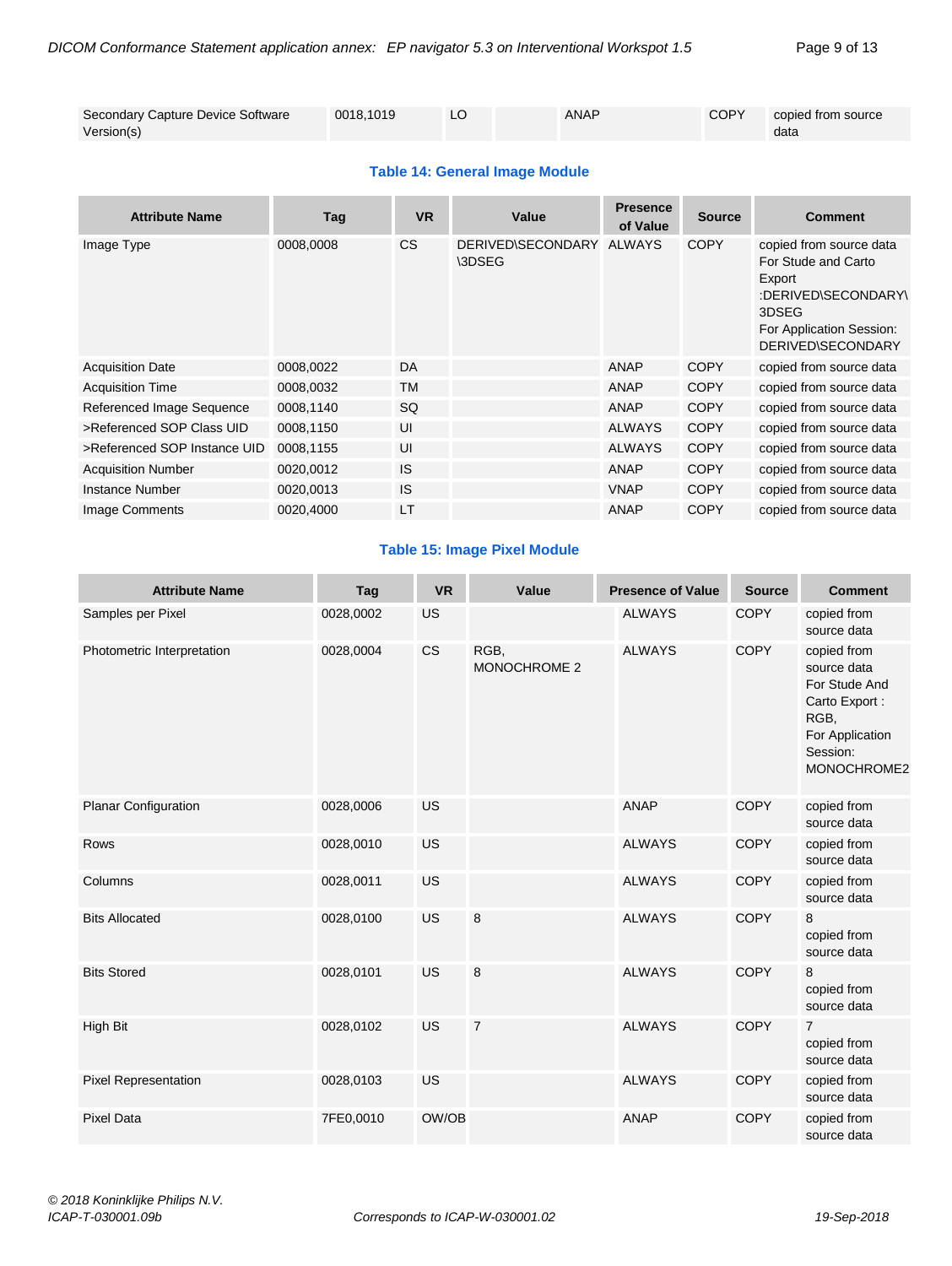| Secondary Capture Device Software Version(s) | 0018,1019 | LO | | ANAP | COPY | copied from source data |
|---|---|---|---|---|---|---|

**Table 14: General Image Module**

| Attribute Name | Tag | VR | Value | Presence of Value | Source | Comment |
|---|---|---|---|---|---|---|
| Image Type | 0008,0008 | CS | DERIVED\SECONDARY\3DSEG | ALWAYS | COPY | copied from source data For Stude and Carto Export :DERIVED\SECONDARY\3DSEG For Application Session: DERIVED\SECONDARY |
| Acquisition Date | 0008,0022 | DA | | ANAP | COPY | copied from source data |
| Acquisition Time | 0008,0032 | TM | | ANAP | COPY | copied from source data |
| Referenced Image Sequence | 0008,1140 | SQ | | ANAP | COPY | copied from source data |
| >Referenced SOP Class UID | 0008,1150 | UI | | ALWAYS | COPY | copied from source data |
| >Referenced SOP Instance UID | 0008,1155 | UI | | ALWAYS | COPY | copied from source data |
| Acquisition Number | 0020,0012 | IS | | ANAP | COPY | copied from source data |
| Instance Number | 0020,0013 | IS | | VNAP | COPY | copied from source data |
| Image Comments | 0020,4000 | LT | | ANAP | COPY | copied from source data |

**Table 15: Image Pixel Module**

| Attribute Name | Tag | VR | Value | Presence of Value | Source | Comment |
|---|---|---|---|---|---|---|
| Samples per Pixel | 0028,0002 | US | | ALWAYS | COPY | copied from source data |
| Photometric Interpretation | 0028,0004 | CS | RGB, MONOCHROME 2 | ALWAYS | COPY | copied from source data For Stude And Carto Export : RGB, For Application Session: MONOCHROME2 |
| Planar Configuration | 0028,0006 | US | | ANAP | COPY | copied from source data |
| Rows | 0028,0010 | US | | ALWAYS | COPY | copied from source data |
| Columns | 0028,0011 | US | | ALWAYS | COPY | copied from source data |
| Bits Allocated | 0028,0100 | US | 8 | ALWAYS | COPY | 8 copied from source data |
| Bits Stored | 0028,0101 | US | 8 | ALWAYS | COPY | 8 copied from source data |
| High Bit | 0028,0102 | US | 7 | ALWAYS | COPY | 7 copied from source data |
| Pixel Representation | 0028,0103 | US | | ALWAYS | COPY | copied from source data |
| Pixel Data | 7FE0,0010 | OW/OB | | ANAP | COPY | copied from source data |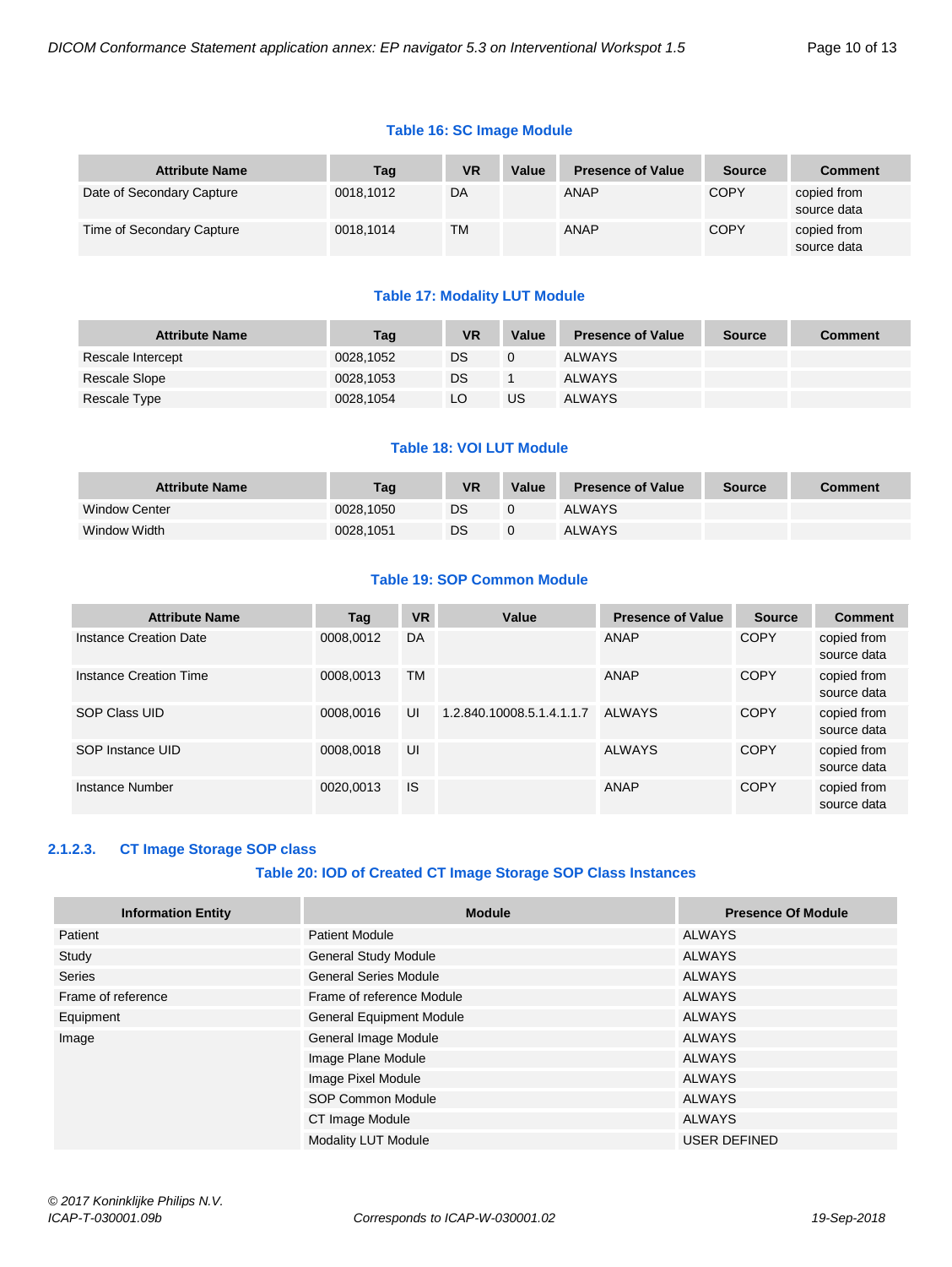**Table 16: SC Image Module**

| Attribute Name | Tag | VR | Value | Presence of Value | Source | Comment |
|---|---|---|---|---|---|---|
| Date of Secondary Capture | 0018,1012 | DA | | ANAP | COPY | copied from source data |
| Time of Secondary Capture | 0018,1014 | TM | | ANAP | COPY | copied from source data |

**Table 17: Modality LUT Module**

| Attribute Name | Tag | VR | Value | Presence of Value | Source | Comment |
|---|---|---|---|---|---|---|
| Rescale Intercept | 0028,1052 | DS | 0 | ALWAYS | | |
| Rescale Slope | 0028,1053 | DS | 1 | ALWAYS | | |
| Rescale Type | 0028,1054 | LO | US | ALWAYS | | |

**Table 18: VOI LUT Module**

| Attribute Name | Tag | VR | Value | Presence of Value | Source | Comment |
|---|---|---|---|---|---|---|
| Window Center | 0028,1050 | DS | 0 | ALWAYS | | |
| Window Width | 0028,1051 | DS | 0 | ALWAYS | | |

**Table 19: SOP Common Module**

| Attribute Name | Tag | VR | Value | Presence of Value | Source | Comment |
|---|---|---|---|---|---|---|
| Instance Creation Date | 0008,0012 | DA | | ANAP | COPY | copied from source data |
| Instance Creation Time | 0008,0013 | TM | | ANAP | COPY | copied from source data |
| SOP Class UID | 0008,0016 | UI | 1.2.840.10008.5.1.4.1.1.7 | ALWAYS | COPY | copied from source data |
| SOP Instance UID | 0008,0018 | UI | | ALWAYS | COPY | copied from source data |
| Instance Number | 0020,0013 | IS | | ANAP | COPY | copied from source data |

#### 2.1.2.3. CT Image Storage SOP class

**Table 20: IOD of Created CT Image Storage SOP Class Instances**

| Information Entity | Module | Presence Of Module |
|---|---|---|
| Patient | Patient Module | ALWAYS |
| Study | General Study Module | ALWAYS |
| Series | General Series Module | ALWAYS |
| Frame of reference | Frame of reference Module | ALWAYS |
| Equipment | General Equipment Module | ALWAYS |
| Image | General Image Module | ALWAYS |
| | Image Plane Module | ALWAYS |
| | Image Pixel Module | ALWAYS |
| | SOP Common Module | ALWAYS |
| | CT Image Module | ALWAYS |
| | Modality LUT Module | USER DEFINED |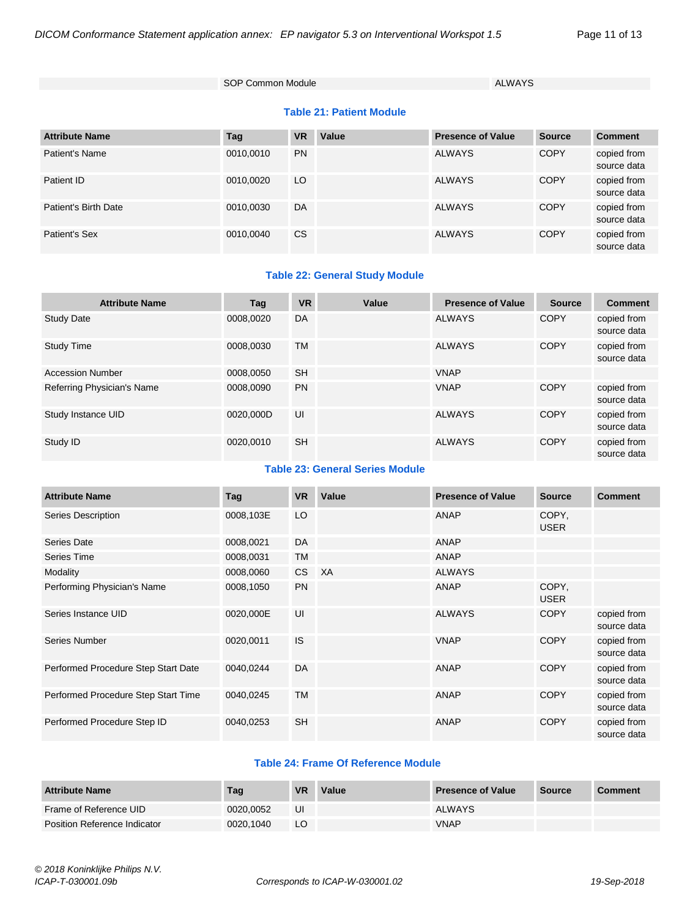| | SOP Common Module | ALWAYS |
|---|---|---|

**Table 21: Patient Module**

| Attribute Name | Tag | VR | Value | Presence of Value | Source | Comment |
|---|---|---|---|---|---|---|
| Patient's Name | 0010,0010 | PN | | ALWAYS | COPY | copied from source data |
| Patient ID | 0010,0020 | LO | | ALWAYS | COPY | copied from source data |
| Patient's Birth Date | 0010,0030 | DA | | ALWAYS | COPY | copied from source data |
| Patient's Sex | 0010,0040 | CS | | ALWAYS | COPY | copied from source data |

**Table 22: General Study Module**

| Attribute Name | Tag | VR | Value | Presence of Value | Source | Comment |
|---|---|---|---|---|---|---|
| Study Date | 0008,0020 | DA | | ALWAYS | COPY | copied from source data |
| Study Time | 0008,0030 | TM | | ALWAYS | COPY | copied from source data |
| Accession Number | 0008,0050 | SH | | VNAP | | |
| Referring Physician's Name | 0008,0090 | PN | | VNAP | COPY | copied from source data |
| Study Instance UID | 0020,000D | UI | | ALWAYS | COPY | copied from source data |
| Study ID | 0020,0010 | SH | | ALWAYS | COPY | copied from source data |

**Table 23: General Series Module**

| Attribute Name | Tag | VR | Value | Presence of Value | Source | Comment |
|---|---|---|---|---|---|---|
| Series Description | 0008,103E | LO | | ANAP | COPY, USER | |
| Series Date | 0008,0021 | DA | | ANAP | | |
| Series Time | 0008,0031 | TM | | ANAP | | |
| Modality | 0008,0060 | CS | XA | ALWAYS | | |
| Performing Physician's Name | 0008,1050 | PN | | ANAP | COPY, USER | |
| Series Instance UID | 0020,000E | UI | | ALWAYS | COPY | copied from source data |
| Series Number | 0020,0011 | IS | | VNAP | COPY | copied from source data |
| Performed Procedure Step Start Date | 0040,0244 | DA | | ANAP | COPY | copied from source data |
| Performed Procedure Step Start Time | 0040,0245 | TM | | ANAP | COPY | copied from source data |
| Performed Procedure Step ID | 0040,0253 | SH | | ANAP | COPY | copied from source data |

**Table 24: Frame Of Reference Module**

| Attribute Name | Tag | VR | Value | Presence of Value | Source | Comment |
|---|---|---|---|---|---|---|
| Frame of Reference UID | 0020,0052 | UI | | ALWAYS | | |
| Position Reference Indicator | 0020,1040 | LO | | VNAP | | |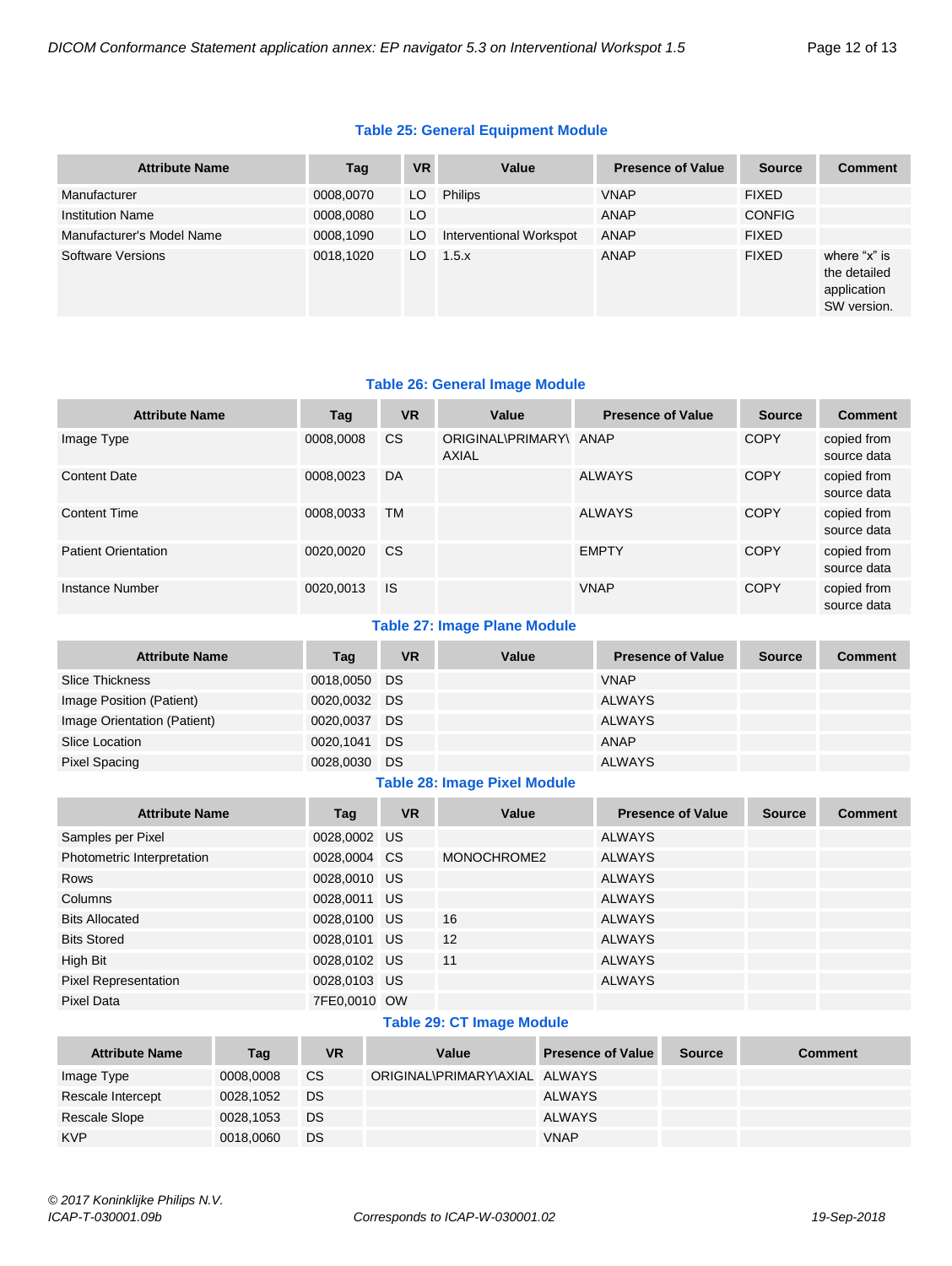**Table 25: General Equipment Module**

| Attribute Name | Tag | VR | Value | Presence of Value | Source | Comment |
|---|---|---|---|---|---|---|
| Manufacturer | 0008,0070 | LO | Philips | VNAP | FIXED | |
| Institution Name | 0008,0080 | LO | | ANAP | CONFIG | |
| Manufacturer's Model Name | 0008,1090 | LO | Interventional Workspot | ANAP | FIXED | |
| Software Versions | 0018,1020 | LO | 1.5.x | ANAP | FIXED | where "x" is the detailed application SW version. |

**Table 26: General Image Module**

| Attribute Name | Tag | VR | Value | Presence of Value | Source | Comment |
|---|---|---|---|---|---|---|
| Image Type | 0008,0008 | CS | ORIGINAL\PRIMARY\AXIAL | ANAP | COPY | copied from source data |
| Content Date | 0008,0023 | DA | | ALWAYS | COPY | copied from source data |
| Content Time | 0008,0033 | TM | | ALWAYS | COPY | copied from source data |
| Patient Orientation | 0020,0020 | CS | | EMPTY | COPY | copied from source data |
| Instance Number | 0020,0013 | IS | | VNAP | COPY | copied from source data |

**Table 27: Image Plane Module**

| Attribute Name | Tag | VR | Value | Presence of Value | Source | Comment |
|---|---|---|---|---|---|---|
| Slice Thickness | 0018,0050 | DS | | VNAP | | |
| Image Position (Patient) | 0020,0032 | DS | | ALWAYS | | |
| Image Orientation (Patient) | 0020,0037 | DS | | ALWAYS | | |
| Slice Location | 0020,1041 | DS | | ANAP | | |
| Pixel Spacing | 0028,0030 | DS | | ALWAYS | | |

**Table 28: Image Pixel Module**

| Attribute Name | Tag | VR | Value | Presence of Value | Source | Comment |
|---|---|---|---|---|---|---|
| Samples per Pixel | 0028,0002 | US | | ALWAYS | | |
| Photometric Interpretation | 0028,0004 | CS | MONOCHROME2 | ALWAYS | | |
| Rows | 0028,0010 | US | | ALWAYS | | |
| Columns | 0028,0011 | US | | ALWAYS | | |
| Bits Allocated | 0028,0100 | US | 16 | ALWAYS | | |
| Bits Stored | 0028,0101 | US | 12 | ALWAYS | | |
| High Bit | 0028,0102 | US | 11 | ALWAYS | | |
| Pixel Representation | 0028,0103 | US | | ALWAYS | | |
| Pixel Data | 7FE0,0010 | OW | | | | |

**Table 29: CT Image Module**

| Attribute Name | Tag | VR | Value | Presence of Value | Source | Comment |
|---|---|---|---|---|---|---|
| Image Type | 0008,0008 | CS | ORIGINAL\PRIMARY\AXIAL | ALWAYS | | |
| Rescale Intercept | 0028,1052 | DS | | ALWAYS | | |
| Rescale Slope | 0028,1053 | DS | | ALWAYS | | |
| KVP | 0018,0060 | DS | | VNAP | | |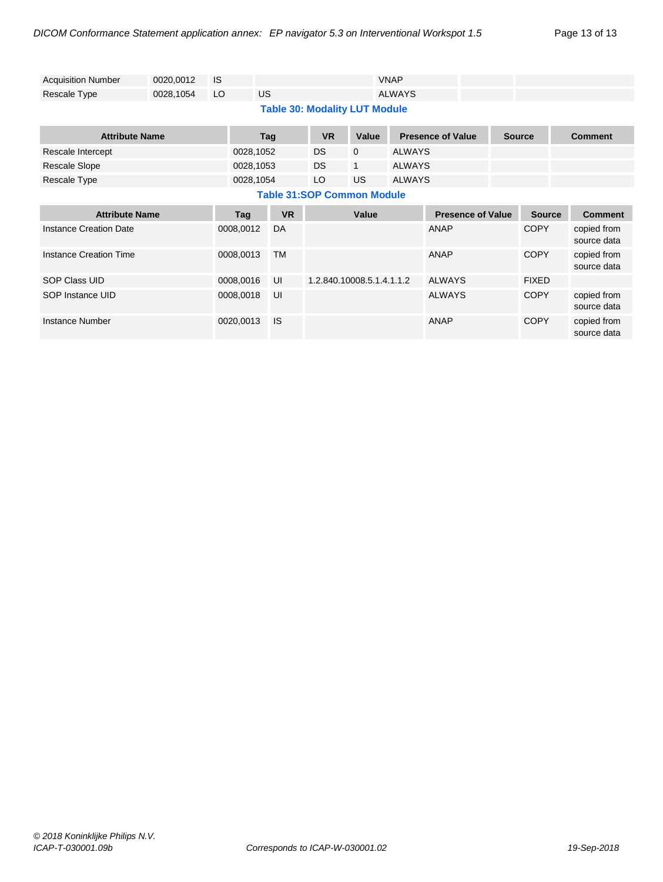| | | | | | | |
|---|---|---|---|---|---|---|
| Acquisition Number | 0020,0012 | IS | | VNAP | | |
| Rescale Type | 0028,1054 | LO | US | ALWAYS | | |

**Table 30: Modality LUT Module**

| Attribute Name | Tag | VR | Value | Presence of Value | Source | Comment |
|---|---|---|---|---|---|---|
| Rescale Intercept | 0028,1052 | DS | 0 | ALWAYS | | |
| Rescale Slope | 0028,1053 | DS | 1 | ALWAYS | | |
| Rescale Type | 0028,1054 | LO | US | ALWAYS | | |

**Table 31:SOP Common Module**

| Attribute Name | Tag | VR | Value | Presence of Value | Source | Comment |
|---|---|---|---|---|---|---|
| Instance Creation Date | 0008,0012 | DA | | ANAP | COPY | copied from source data |
| Instance Creation Time | 0008,0013 | TM | | ANAP | COPY | copied from source data |
| SOP Class UID | 0008,0016 | UI | 1.2.840.10008.5.1.4.1.1.2 | ALWAYS | FIXED | |
| SOP Instance UID | 0008,0018 | UI | | ALWAYS | COPY | copied from source data |
| Instance Number | 0020,0013 | IS | | ANAP | COPY | copied from source data |